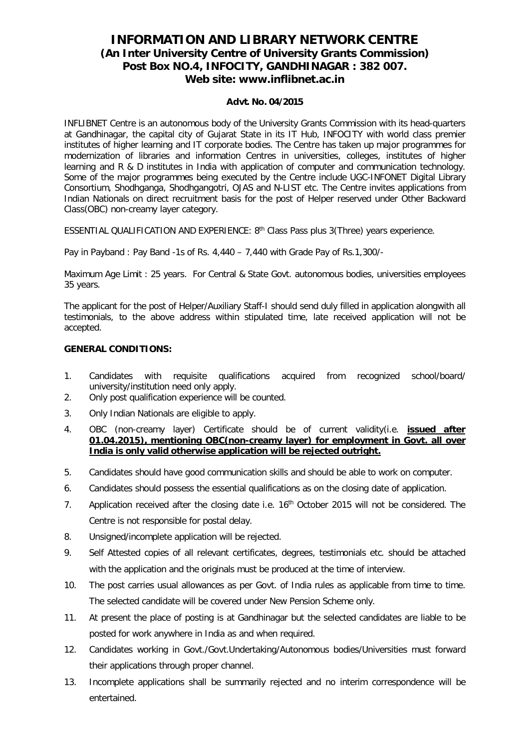# INFORMATION AND LIBRARY NETWORK CENTRE
## (An Inter University Centre of University Grants Commission)
## Post Box NO.4, INFOCITY, GANDHINAGAR : 382 007.
## Web site: www.inflibnet.ac.in

**Advt. No. 04/2015**

INFLIBNET Centre is an autonomous body of the University Grants Commission with its head-quarters at Gandhinagar, the capital city of Gujarat State in its IT Hub, INFOCITY with world class premier institutes of higher learning and IT corporate bodies. The Centre has taken up major programmes for modernization of libraries and information Centres in universities, colleges, institutes of higher learning and R & D institutes in India with application of computer and communication technology. Some of the major programmes being executed by the Centre include UGC-INFONET Digital Library Consortium, Shodhganga, Shodhgangotri, OJAS and N-LIST etc. The Centre invites applications from Indian Nationals on direct recruitment basis for the post of Helper reserved under Other Backward Class(OBC) non-creamy layer category.

ESSENTIAL QUALIFICATION AND EXPERIENCE: 8th Class Pass plus 3(Three) years experience.

Pay in Payband : Pay Band -1s of Rs. 4,440 – 7,440 with Grade Pay of Rs.1,300/-

Maximum Age Limit : 25 years. For Central & State Govt. autonomous bodies, universities employees 35 years.

The applicant for the post of Helper/Auxiliary Staff-I should send duly filled in application alongwith all testimonials, to the above address within stipulated time, late received application will not be accepted.

**GENERAL CONDITIONS:**

1. Candidates with requisite qualifications acquired from recognized school/board/ university/institution need only apply.
2. Only post qualification experience will be counted.
3. Only Indian Nationals are eligible to apply.
4. OBC (non-creamy layer) Certificate should be of current validity(i.e. **issued after 01.04.2015), mentioning OBC(non-creamy layer) for employment in Govt. all over India is only valid otherwise application will be rejected outright.**
5. Candidates should have good communication skills and should be able to work on computer.
6. Candidates should possess the essential qualifications as on the closing date of application.
7. Application received after the closing date i.e. 16th October 2015 will not be considered. The Centre is not responsible for postal delay.
8. Unsigned/incomplete application will be rejected.
9. Self Attested copies of all relevant certificates, degrees, testimonials etc. should be attached with the application and the originals must be produced at the time of interview.
10. The post carries usual allowances as per Govt. of India rules as applicable from time to time. The selected candidate will be covered under New Pension Scheme only.
11. At present the place of posting is at Gandhinagar but the selected candidates are liable to be posted for work anywhere in India as and when required.
12. Candidates working in Govt./Govt.Undertaking/Autonomous bodies/Universities must forward their applications through proper channel.
13. Incomplete applications shall be summarily rejected and no interim correspondence will be entertained.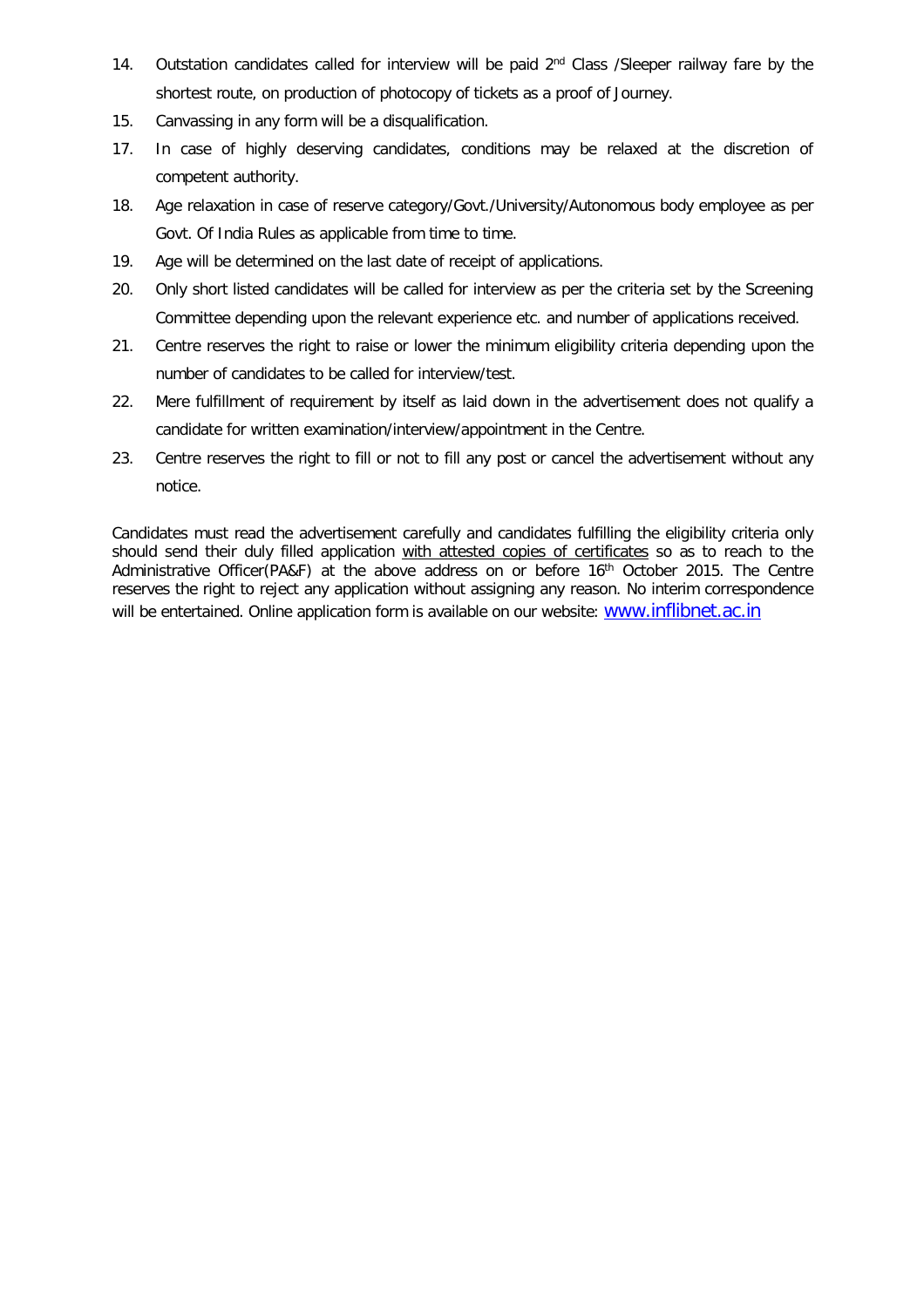14. Outstation candidates called for interview will be paid 2nd Class /Sleeper railway fare by the shortest route, on production of photocopy of tickets as a proof of Journey.
15. Canvassing in any form will be a disqualification.
17. In case of highly deserving candidates, conditions may be relaxed at the discretion of competent authority.
18. Age relaxation in case of reserve category/Govt./University/Autonomous body employee as per Govt. Of India Rules as applicable from time to time.
19. Age will be determined on the last date of receipt of applications.
20. Only short listed candidates will be called for interview as per the criteria set by the Screening Committee depending upon the relevant experience etc. and number of applications received.
21. Centre reserves the right to raise or lower the minimum eligibility criteria depending upon the number of candidates to be called for interview/test.
22. Mere fulfillment of requirement by itself as laid down in the advertisement does not qualify a candidate for written examination/interview/appointment in the Centre.
23. Centre reserves the right to fill or not to fill any post or cancel the advertisement without any notice.

Candidates must read the advertisement carefully and candidates fulfilling the eligibility criteria only should send their duly filled application <u>with attested copies of certificates</u> so as to reach to the Administrative Officer(PA&F) at the above address on or before 16th October 2015. The Centre reserves the right to reject any application without assigning any reason. No interim correspondence will be entertained. Online application form is available on our website: www.inflibnet.ac.in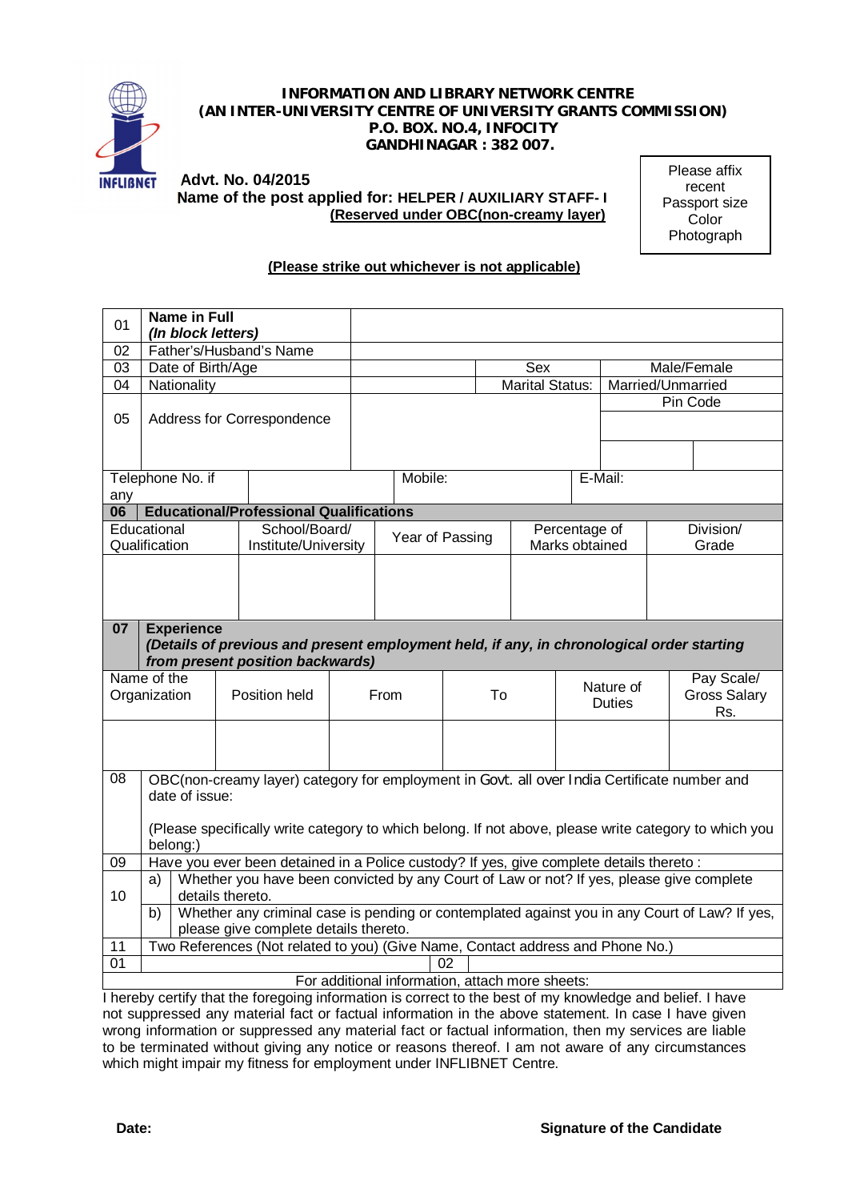**INFORMATION AND LIBRARY NETWORK CENTRE**
**(AN INTER-UNIVERSITY CENTRE OF UNIVERSITY GRANTS COMMISSION)**
**P.O. BOX. NO.4, INFOCITY**
**GANDHINAGAR : 382 007.**

INFLIBNET

**Advt. No. 04/2015**
**Name of the post applied for: HELPER / AUXILIARY STAFF- I**
**(Reserved under OBC(non-creamy layer)**

Please affix recent Passport size Color Photograph

**(Please strike out whichever is not applicable)**

| | | | | | |
|---|---|---|---|---|---|
| 01 | **Name in Full** ***(In block letters)*** | | | | |
| 02 | Father's/Husband's Name | | | | |
| 03 | Date of Birth/Age | | Sex | Male/Female | |
| 04 | Nationality | | Marital Status: | Married/Unmarried | |
| 05 | Address for Correspondence | | | Pin Code | |
| Telephone No. if any | | Mobile: | | E-Mail: | |

| | | | | |
|---|---|---|---|---|
| **06** | **Educational/Professional Qualifications** | | | |
| Educational Qualification | School/Board/ Institute/University | Year of Passing | Percentage of Marks obtained | Division/ Grade |
| | | | | |

**07 Experience**
***(Details of previous and present employment held, if any, in chronological order starting from present position backwards)***

| Name of the Organization | Position held | From | To | Nature of Duties | Pay Scale/ Gross Salary Rs. |
|---|---|---|---|---|---|
| | | | | | |

| | | |
|---|---|---|
| 08 | OBC(non-creamy layer) category for employment in Govt. all over India Certificate number and date of issue:<br><br>(Please specifically write category to which belong. If not above, please write category to which you belong:) | |
| 09 | Have you ever been detained in a Police custody? If yes, give complete details thereto : | |
| 10 | a) Whether you have been convicted by any Court of Law or not? If yes, please give complete details thereto. | |
| | b) Whether any criminal case is pending or contemplated against you in any Court of Law? If yes, please give complete details thereto. | |
| 11 | Two References (Not related to you) (Give Name, Contact address and Phone No.) | |
| 01 | | 02 |

For additional information, attach more sheets:

I hereby certify that the foregoing information is correct to the best of my knowledge and belief. I have not suppressed any material fact or factual information in the above statement. In case I have given wrong information or suppressed any material fact or factual information, then my services are liable to be terminated without giving any notice or reasons thereof. I am not aware of any circumstances which might impair my fitness for employment under INFLIBNET Centre.

**Date:** **Signature of the Candidate**